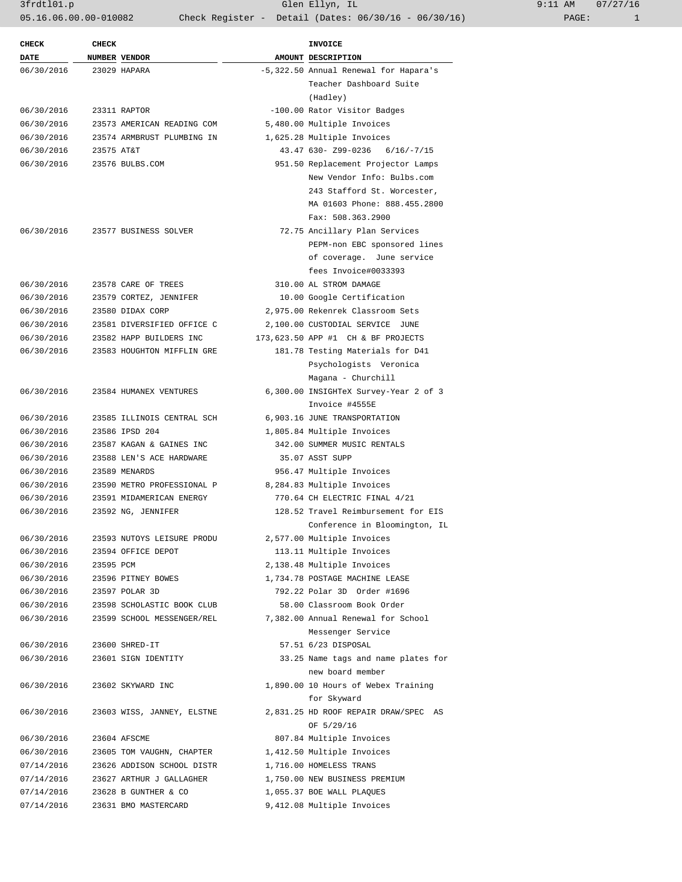| CHECK DATE | CHECK NUMBER | VENDOR | AMOUNT | INVOICE DESCRIPTION |
|---|---|---|---|---|
| 06/30/2016 | 23029 | HAPARA | -5,322.50 | Annual Renewal for Hapara's Teacher Dashboard Suite (Hadley) |
| 06/30/2016 | 23311 | RAPTOR | -100.00 | Rator Visitor Badges |
| 06/30/2016 | 23573 | AMERICAN READING COM | 5,480.00 | Multiple Invoices |
| 06/30/2016 | 23574 | ARMBRUST PLUMBING IN | 1,625.28 | Multiple Invoices |
| 06/30/2016 | 23575 | AT&T | 43.47 | 630- Z99-0236 6/16/-7/15 |
| 06/30/2016 | 23576 | BULBS.COM | 951.50 | Replacement Projector Lamps New Vendor Info: Bulbs.com 243 Stafford St. Worcester, MA 01603 Phone: 888.455.2800 Fax: 508.363.2900 |
| 06/30/2016 | 23577 | BUSINESS SOLVER | 72.75 | Ancillary Plan Services PEPM-non EBC sponsored lines of coverage. June service fees Invoice#0033393 |
| 06/30/2016 | 23578 | CARE OF TREES | 310.00 | AL STROM DAMAGE |
| 06/30/2016 | 23579 | CORTEZ, JENNIFER | 10.00 | Google Certification |
| 06/30/2016 | 23580 | DIDAX CORP | 2,975.00 | Rekenrek Classroom Sets |
| 06/30/2016 | 23581 | DIVERSIFIED OFFICE C | 2,100.00 | CUSTODIAL SERVICE JUNE |
| 06/30/2016 | 23582 | HAPP BUILDERS INC | 173,623.50 | APP #1 CH & BF PROJECTS |
| 06/30/2016 | 23583 | HOUGHTON MIFFLIN GRE | 181.78 | Testing Materials for D41 Psychologists Veronica Magana - Churchill |
| 06/30/2016 | 23584 | HUMANEX VENTURES | 6,300.00 | INSIGHTeX Survey-Year 2 of 3 Invoice #4555E |
| 06/30/2016 | 23585 | ILLINOIS CENTRAL SCH | 6,903.16 | JUNE TRANSPORTATION |
| 06/30/2016 | 23586 | IPSD 204 | 1,805.84 | Multiple Invoices |
| 06/30/2016 | 23587 | KAGAN & GAINES INC | 342.00 | SUMMER MUSIC RENTALS |
| 06/30/2016 | 23588 | LEN'S ACE HARDWARE | 35.07 | ASST SUPP |
| 06/30/2016 | 23589 | MENARDS | 956.47 | Multiple Invoices |
| 06/30/2016 | 23590 | METRO PROFESSIONAL P | 8,284.83 | Multiple Invoices |
| 06/30/2016 | 23591 | MIDAMERICAN ENERGY | 770.64 | CH ELECTRIC FINAL 4/21 |
| 06/30/2016 | 23592 | NG, JENNIFER | 128.52 | Travel Reimbursement for EIS Conference in Bloomington, IL |
| 06/30/2016 | 23593 | NUTOYS LEISURE PRODU | 2,577.00 | Multiple Invoices |
| 06/30/2016 | 23594 | OFFICE DEPOT | 113.11 | Multiple Invoices |
| 06/30/2016 | 23595 | PCM | 2,138.48 | Multiple Invoices |
| 06/30/2016 | 23596 | PITNEY BOWES | 1,734.78 | POSTAGE MACHINE LEASE |
| 06/30/2016 | 23597 | POLAR 3D | 792.22 | Polar 3D Order #1696 |
| 06/30/2016 | 23598 | SCHOLASTIC BOOK CLUB | 58.00 | Classroom Book Order |
| 06/30/2016 | 23599 | SCHOOL MESSENGER/REL | 7,382.00 | Annual Renewal for School Messenger Service |
| 06/30/2016 | 23600 | SHRED-IT | 57.51 | 6/23 DISPOSAL |
| 06/30/2016 | 23601 | SIGN IDENTITY | 33.25 | Name tags and name plates for new board member |
| 06/30/2016 | 23602 | SKYWARD INC | 1,890.00 | 10 Hours of Webex Training for Skyward |
| 06/30/2016 | 23603 | WISS, JANNEY, ELSTNE | 2,831.25 | HD ROOF REPAIR DRAW/SPEC AS OF 5/29/16 |
| 06/30/2016 | 23604 | AFSCME | 807.84 | Multiple Invoices |
| 06/30/2016 | 23605 | TOM VAUGHN, CHAPTER | 1,412.50 | Multiple Invoices |
| 07/14/2016 | 23626 | ADDISON SCHOOL DISTR | 1,716.00 | HOMELESS TRANS |
| 07/14/2016 | 23627 | ARTHUR J GALLAGHER | 1,750.00 | NEW BUSINESS PREMIUM |
| 07/14/2016 | 23628 | B GUNTHER & CO | 1,055.37 | BOE WALL PLAQUES |
| 07/14/2016 | 23631 | BMO MASTERCARD | 9,412.08 | Multiple Invoices |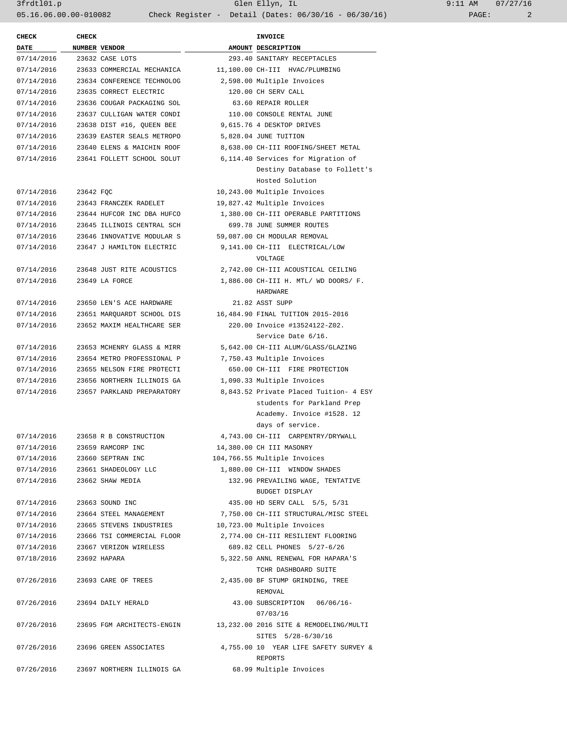| CHECK DATE | CHECK NUMBER | VENDOR | AMOUNT | INVOICE DESCRIPTION |
|---|---|---|---|---|
| 07/14/2016 | 23632 | CASE LOTS | 293.40 | SANITARY RECEPTACLES |
| 07/14/2016 | 23633 | COMMERCIAL MECHANICA | 11,100.00 | CH-III HVAC/PLUMBING |
| 07/14/2016 | 23634 | CONFERENCE TECHNOLOG | 2,598.00 | Multiple Invoices |
| 07/14/2016 | 23635 | CORRECT ELECTRIC | 120.00 | CH SERV CALL |
| 07/14/2016 | 23636 | COUGAR PACKAGING SOL | 63.60 | REPAIR ROLLER |
| 07/14/2016 | 23637 | CULLIGAN WATER CONDI | 110.00 | CONSOLE RENTAL JUNE |
| 07/14/2016 | 23638 | DIST #16, QUEEN BEE | 9,615.76 | 4 DESKTOP DRIVES |
| 07/14/2016 | 23639 | EASTER SEALS METROPO | 5,828.04 | JUNE TUITION |
| 07/14/2016 | 23640 | ELENS & MAICHIN ROOF | 8,638.00 | CH-III ROOFING/SHEET METAL |
| 07/14/2016 | 23641 | FOLLETT SCHOOL SOLUT | 6,114.40 | Services for Migration of Destiny Database to Follett's Hosted Solution |
| 07/14/2016 | 23642 | FQC | 10,243.00 | Multiple Invoices |
| 07/14/2016 | 23643 | FRANCZEK RADELET | 19,827.42 | Multiple Invoices |
| 07/14/2016 | 23644 | HUFCOR INC DBA HUFCO | 1,380.00 | CH-III OPERABLE PARTITIONS |
| 07/14/2016 | 23645 | ILLINOIS CENTRAL SCH | 699.78 | JUNE SUMMER ROUTES |
| 07/14/2016 | 23646 | INNOVATIVE MODULAR S | 59,087.00 | CH MODULAR REMOVAL |
| 07/14/2016 | 23647 | J HAMILTON ELECTRIC | 9,141.00 | CH-III ELECTRICAL/LOW VOLTAGE |
| 07/14/2016 | 23648 | JUST RITE ACOUSTICS | 2,742.00 | CH-III ACOUSTICAL CEILING |
| 07/14/2016 | 23649 | LA FORCE | 1,886.00 | CH-III H. MTL/ WD DOORS/ F. HARDWARE |
| 07/14/2016 | 23650 | LEN'S ACE HARDWARE | 21.82 | ASST SUPP |
| 07/14/2016 | 23651 | MARQUARDT SCHOOL DIS | 16,484.90 | FINAL TUITION 2015-2016 |
| 07/14/2016 | 23652 | MAXIM HEALTHCARE SER | 220.00 | Invoice #13524122-Z02. Service Date 6/16. |
| 07/14/2016 | 23653 | MCHENRY GLASS & MIRR | 5,642.00 | CH-III ALUM/GLASS/GLAZING |
| 07/14/2016 | 23654 | METRO PROFESSIONAL P | 7,750.43 | Multiple Invoices |
| 07/14/2016 | 23655 | NELSON FIRE PROTECTI | 650.00 | CH-III FIRE PROTECTION |
| 07/14/2016 | 23656 | NORTHERN ILLINOIS GA | 1,090.33 | Multiple Invoices |
| 07/14/2016 | 23657 | PARKLAND PREPARATORY | 8,843.52 | Private Placed Tuition- 4 ESY students for Parkland Prep Academy. Invoice #1528. 12 days of service. |
| 07/14/2016 | 23658 | R B CONSTRUCTION | 4,743.00 | CH-III CARPENTRY/DRYWALL |
| 07/14/2016 | 23659 | RAMCORP INC | 14,380.00 | CH III MASONRY |
| 07/14/2016 | 23660 | SEPTRAN INC | 104,766.55 | Multiple Invoices |
| 07/14/2016 | 23661 | SHADEOLOGY LLC | 1,880.00 | CH-III WINDOW SHADES |
| 07/14/2016 | 23662 | SHAW MEDIA | 132.96 | PREVAILING WAGE, TENTATIVE BUDGET DISPLAY |
| 07/14/2016 | 23663 | SOUND INC | 435.00 | HD SERV CALL 5/5, 5/31 |
| 07/14/2016 | 23664 | STEEL MANAGEMENT | 7,750.00 | CH-III STRUCTURAL/MISC STEEL |
| 07/14/2016 | 23665 | STEVENS INDUSTRIES | 10,723.00 | Multiple Invoices |
| 07/14/2016 | 23666 | TSI COMMERCIAL FLOOR | 2,774.00 | CH-III RESILIENT FLOORING |
| 07/14/2016 | 23667 | VERIZON WIRELESS | 689.82 | CELL PHONES 5/27-6/26 |
| 07/18/2016 | 23692 | HAPARA | 5,322.50 | ANNL RENEWAL FOR HAPARA'S TCHR DASHBOARD SUITE |
| 07/26/2016 | 23693 | CARE OF TREES | 2,435.00 | BF STUMP GRINDING, TREE REMOVAL |
| 07/26/2016 | 23694 | DAILY HERALD | 43.00 | SUBSCRIPTION 06/06/16-07/03/16 |
| 07/26/2016 | 23695 | FGM ARCHITECTS-ENGIN | 13,232.00 | 2016 SITE & REMODELING/MULTI SITES 5/28-6/30/16 |
| 07/26/2016 | 23696 | GREEN ASSOCIATES | 4,755.00 | 10 YEAR LIFE SAFETY SURVEY & REPORTS |
| 07/26/2016 | 23697 | NORTHERN ILLINOIS GA | 68.99 | Multiple Invoices |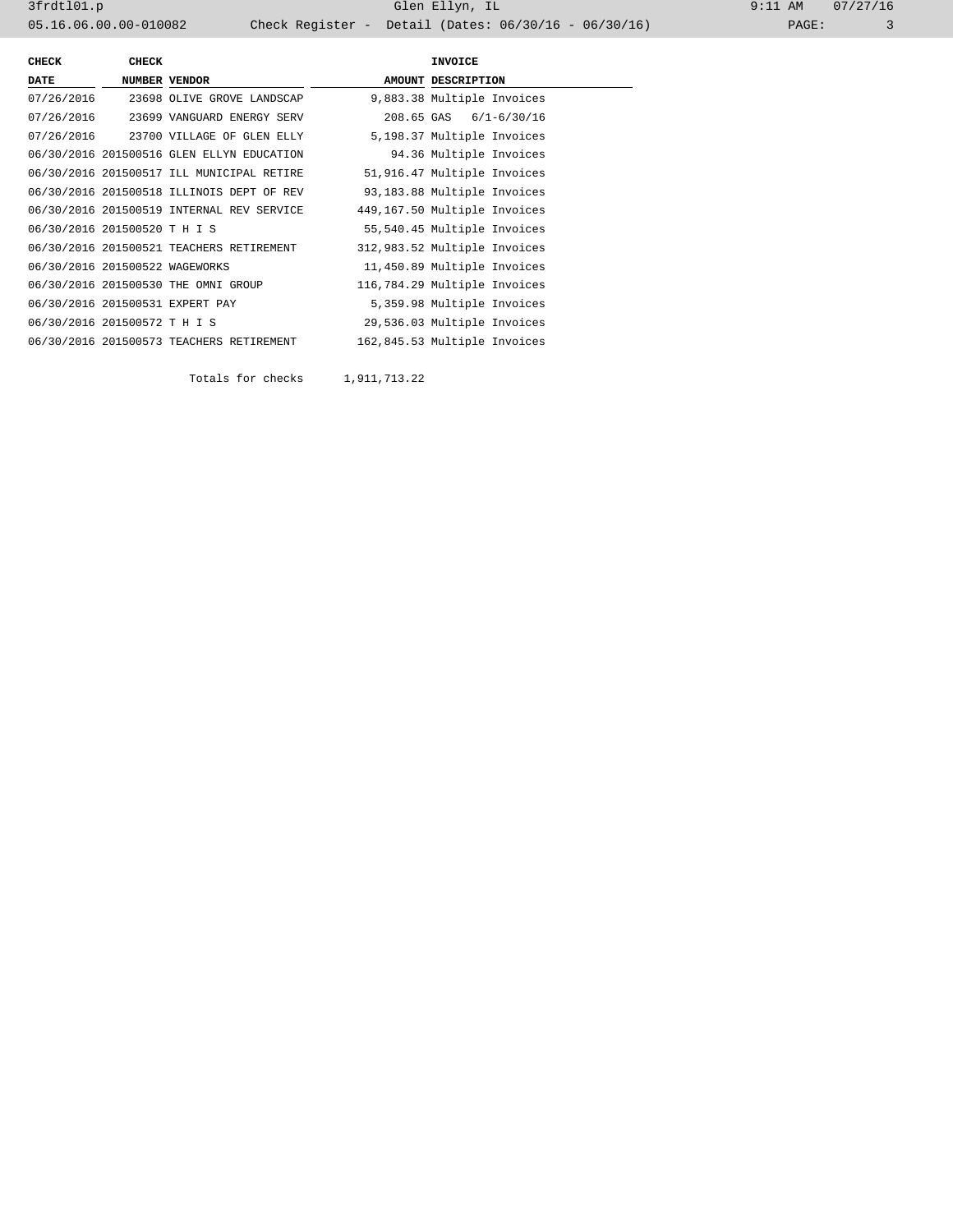| CHECK DATE | CHECK NUMBER | VENDOR | AMOUNT | INVOICE DESCRIPTION |
|---|---|---|---|---|
| 07/26/2016 | 23698 | OLIVE GROVE LANDSCAP | 9,883.38 | Multiple Invoices |
| 07/26/2016 | 23699 | VANGUARD ENERGY SERV | 208.65 | GAS 6/1-6/30/16 |
| 07/26/2016 | 23700 | VILLAGE OF GLEN ELLY | 5,198.37 | Multiple Invoices |
| 06/30/2016 | 201500516 | GLEN ELLYN EDUCATION | 94.36 | Multiple Invoices |
| 06/30/2016 | 201500517 | ILL MUNICIPAL RETIRE | 51,916.47 | Multiple Invoices |
| 06/30/2016 | 201500518 | ILLINOIS DEPT OF REV | 93,183.88 | Multiple Invoices |
| 06/30/2016 | 201500519 | INTERNAL REV SERVICE | 449,167.50 | Multiple Invoices |
| 06/30/2016 | 201500520 | T H I S | 55,540.45 | Multiple Invoices |
| 06/30/2016 | 201500521 | TEACHERS RETIREMENT | 312,983.52 | Multiple Invoices |
| 06/30/2016 | 201500522 | WAGEWORKS | 11,450.89 | Multiple Invoices |
| 06/30/2016 | 201500530 | THE OMNI GROUP | 116,784.29 | Multiple Invoices |
| 06/30/2016 | 201500531 | EXPERT PAY | 5,359.98 | Multiple Invoices |
| 06/30/2016 | 201500572 | T H I S | 29,536.03 | Multiple Invoices |
| 06/30/2016 | 201500573 | TEACHERS RETIREMENT | 162,845.53 | Multiple Invoices |
| | | Totals for checks | 1,911,713.22 | |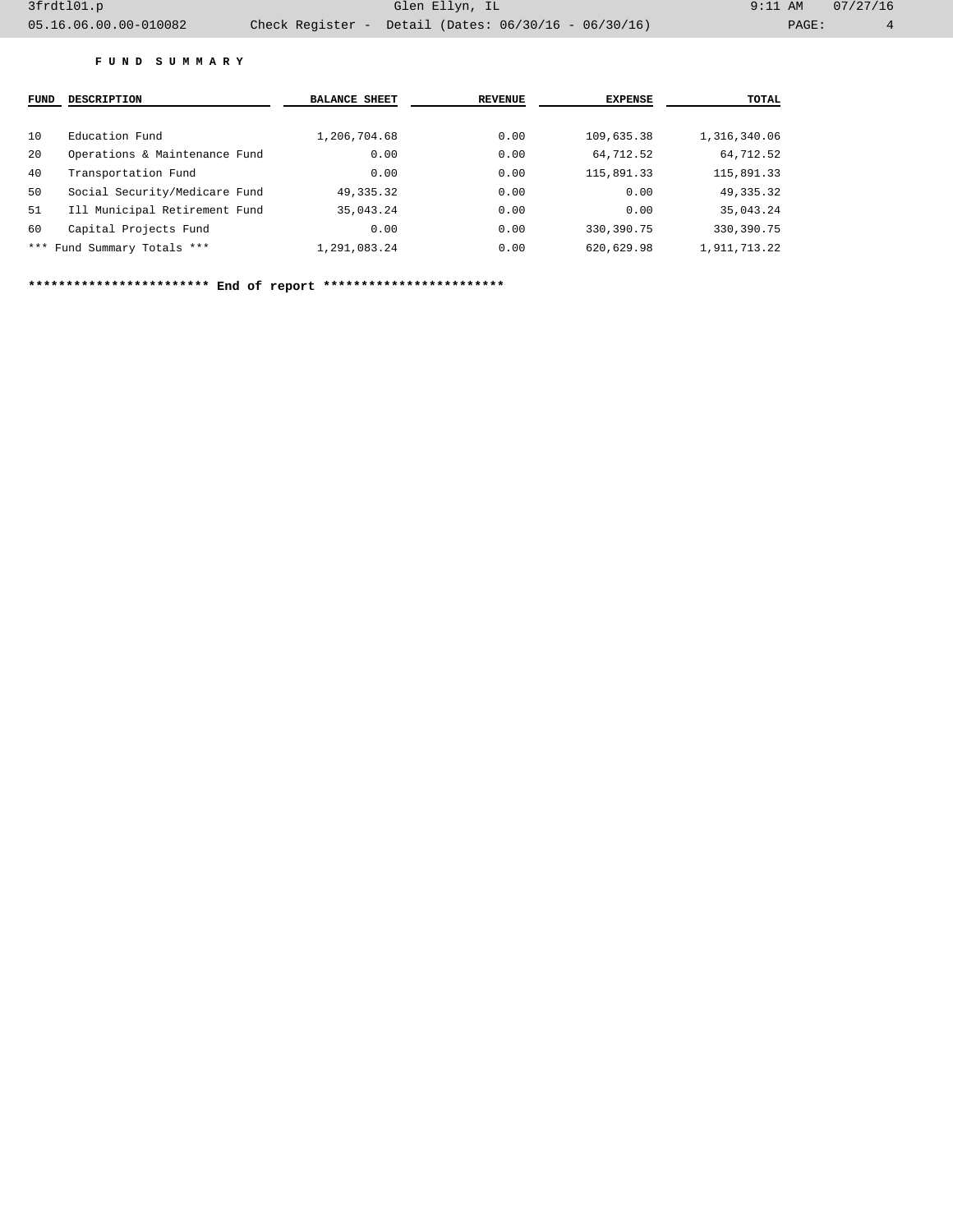**F U N D   S U M M A R Y**

| FUND | DESCRIPTION | BALANCE SHEET | REVENUE | EXPENSE | TOTAL |
|---|---|---|---|---|---|
| 10 | Education Fund | 1,206,704.68 | 0.00 | 109,635.38 | 1,316,340.06 |
| 20 | Operations & Maintenance Fund | 0.00 | 0.00 | 64,712.52 | 64,712.52 |
| 40 | Transportation Fund | 0.00 | 0.00 | 115,891.33 | 115,891.33 |
| 50 | Social Security/Medicare Fund | 49,335.32 | 0.00 | 0.00 | 49,335.32 |
| 51 | Ill Municipal Retirement Fund | 35,043.24 | 0.00 | 0.00 | 35,043.24 |
| 60 | Capital Projects Fund | 0.00 | 0.00 | 330,390.75 | 330,390.75 |
| *** Fund Summary Totals *** | | 1,291,083.24 | 0.00 | 620,629.98 | 1,911,713.22 |

************************ **End of report** ************************